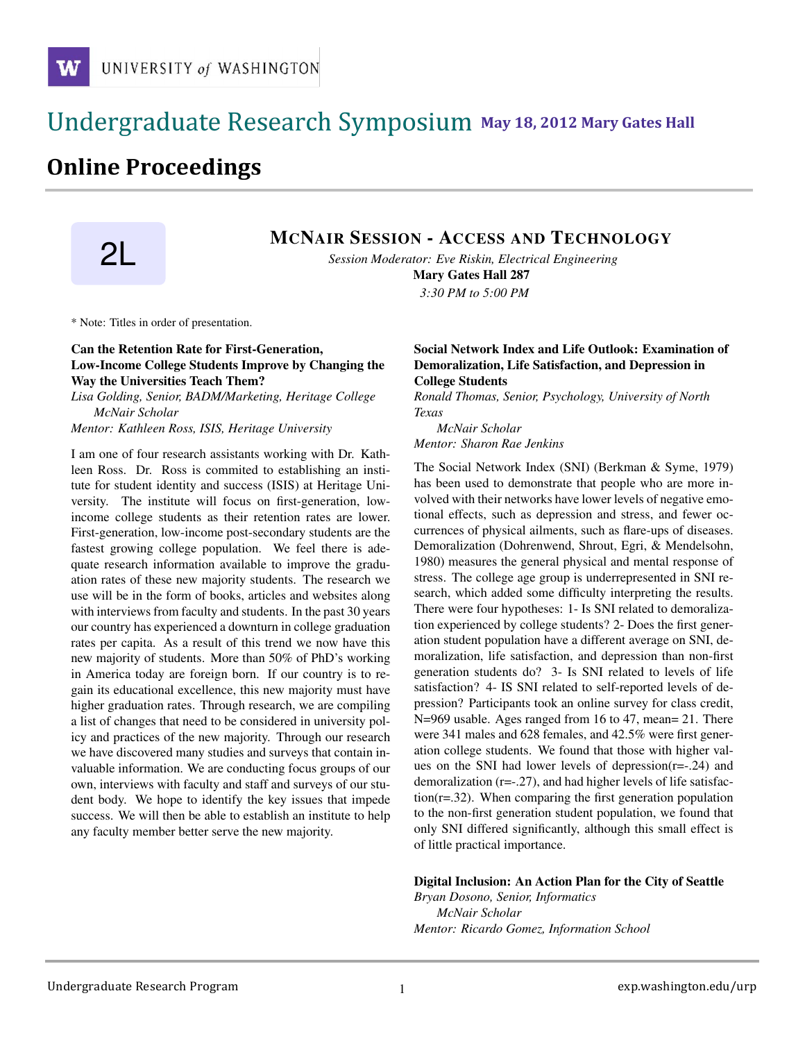# Undergraduate Research Symposium

**May 18, 2012 Mary Gates Hall**

## Online Proceedings

2L

### McNair Session - Access and Technology

*Session Moderator: Eve Riskin, Electrical Engineering*

**Mary Gates Hall 287**

*3:30 PM to 5:00 PM*

* Note: Titles in order of presentation.

**Can the Retention Rate for First-Generation, Low-Income College Students Improve by Changing the Way the Universities Teach Them?**

*Lisa Golding, Senior, BADM/Marketing, Heritage College*
*McNair Scholar*
*Mentor: Kathleen Ross, ISIS, Heritage University*

I am one of four research assistants working with Dr. Kathleen Ross. Dr. Ross is commited to establishing an institute for student identity and success (ISIS) at Heritage University. The institute will focus on first-generation, low-income college students as their retention rates are lower. First-generation, low-income post-secondary students are the fastest growing college population. We feel there is adequate research information available to improve the graduation rates of these new majority students. The research we use will be in the form of books, articles and websites along with interviews from faculty and students. In the past 30 years our country has experienced a downturn in college graduation rates per capita. As a result of this trend we now have this new majority of students. More than 50% of PhD's working in America today are foreign born. If our country is to regain its educational excellence, this new majority must have higher graduation rates. Through research, we are compiling a list of changes that need to be considered in university policy and practices of the new majority. Through our research we have discovered many studies and surveys that contain invaluable information. We are conducting focus groups of our own, interviews with faculty and staff and surveys of our student body. We hope to identify the key issues that impede success. We will then be able to establish an institute to help any faculty member better serve the new majority.

**Social Network Index and Life Outlook: Examination of Demoralization, Life Satisfaction, and Depression in College Students**

*Ronald Thomas, Senior, Psychology, University of North Texas*
*McNair Scholar*
*Mentor: Sharon Rae Jenkins*

The Social Network Index (SNI) (Berkman & Syme, 1979) has been used to demonstrate that people who are more involved with their networks have lower levels of negative emotional effects, such as depression and stress, and fewer occurrences of physical ailments, such as flare-ups of diseases. Demoralization (Dohrenwend, Shrout, Egri, & Mendelsohn, 1980) measures the general physical and mental response of stress. The college age group is underrepresented in SNI research, which added some difficulty interpreting the results. There were four hypotheses: 1- Is SNI related to demoralization experienced by college students? 2- Does the first generation student population have a different average on SNI, demoralization, life satisfaction, and depression than non-first generation students do? 3- Is SNI related to levels of life satisfaction? 4- IS SNI related to self-reported levels of depression? Participants took an online survey for class credit, N=969 usable. Ages ranged from 16 to 47, mean= 21. There were 341 males and 628 females, and 42.5% were first generation college students. We found that those with higher values on the SNI had lower levels of depression($r=-.24$) and demoralization ($r=-.27$), and had higher levels of life satisfaction($r=.32$). When comparing the first generation population to the non-first generation student population, we found that only SNI differed significantly, although this small effect is of little practical importance.

**Digital Inclusion: An Action Plan for the City of Seattle**

*Bryan Dosono, Senior, Informatics*
*McNair Scholar*
*Mentor: Ricardo Gomez, Information School*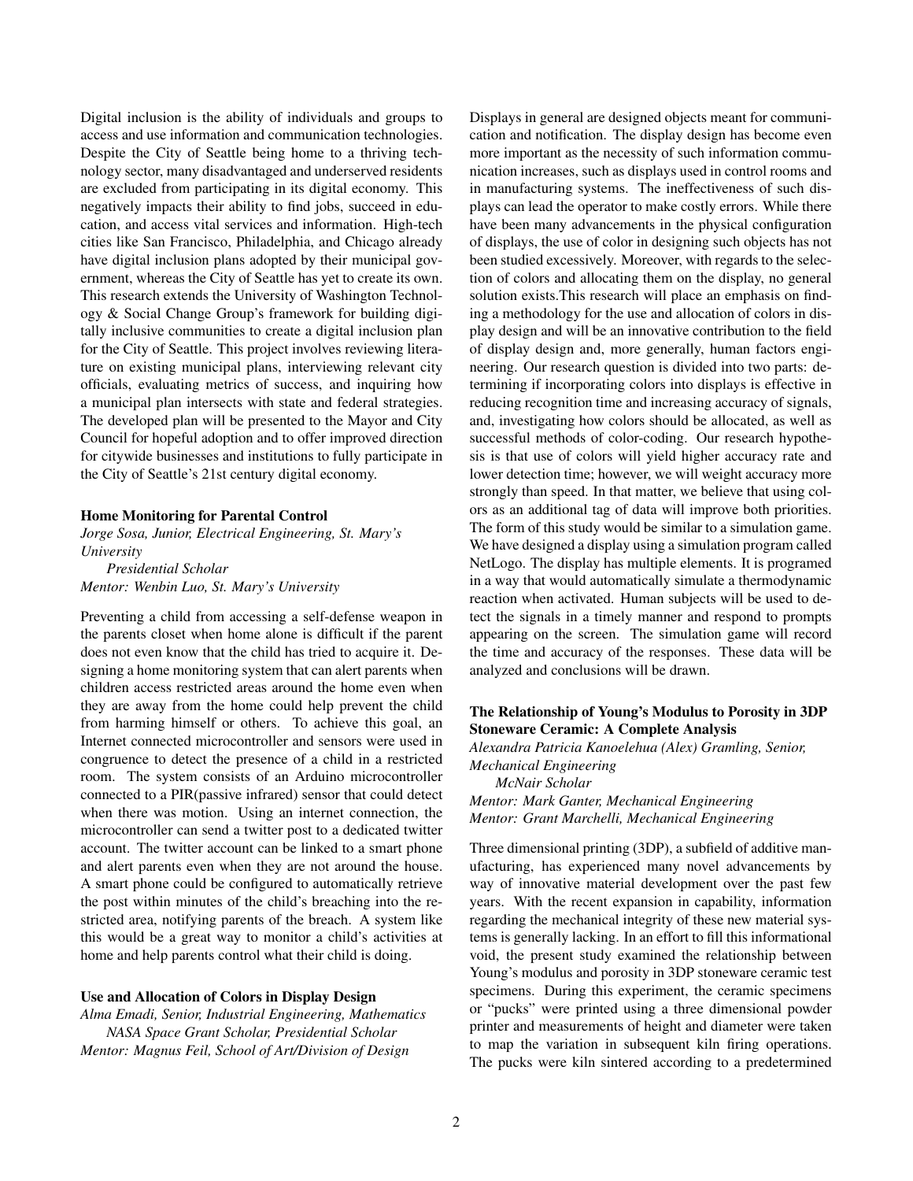Digital inclusion is the ability of individuals and groups to access and use information and communication technologies. Despite the City of Seattle being home to a thriving technology sector, many disadvantaged and underserved residents are excluded from participating in its digital economy. This negatively impacts their ability to find jobs, succeed in education, and access vital services and information. High-tech cities like San Francisco, Philadelphia, and Chicago already have digital inclusion plans adopted by their municipal government, whereas the City of Seattle has yet to create its own. This research extends the University of Washington Technology & Social Change Group's framework for building digitally inclusive communities to create a digital inclusion plan for the City of Seattle. This project involves reviewing literature on existing municipal plans, interviewing relevant city officials, evaluating metrics of success, and inquiring how a municipal plan intersects with state and federal strategies. The developed plan will be presented to the Mayor and City Council for hopeful adoption and to offer improved direction for citywide businesses and institutions to fully participate in the City of Seattle's 21st century digital economy.

### Home Monitoring for Parental Control

*Jorge Sosa, Junior, Electrical Engineering, St. Mary's University*
*Presidential Scholar*
*Mentor: Wenbin Luo, St. Mary's University*

Preventing a child from accessing a self-defense weapon in the parents closet when home alone is difficult if the parent does not even know that the child has tried to acquire it. Designing a home monitoring system that can alert parents when children access restricted areas around the home even when they are away from the home could help prevent the child from harming himself or others. To achieve this goal, an Internet connected microcontroller and sensors were used in congruence to detect the presence of a child in a restricted room. The system consists of an Arduino microcontroller connected to a PIR(passive infrared) sensor that could detect when there was motion. Using an internet connection, the microcontroller can send a twitter post to a dedicated twitter account. The twitter account can be linked to a smart phone and alert parents even when they are not around the house. A smart phone could be configured to automatically retrieve the post within minutes of the child's breaching into the restricted area, notifying parents of the breach. A system like this would be a great way to monitor a child's activities at home and help parents control what their child is doing.

### Use and Allocation of Colors in Display Design

*Alma Emadi, Senior, Industrial Engineering, Mathematics*
*NASA Space Grant Scholar, Presidential Scholar*
*Mentor: Magnus Feil, School of Art/Division of Design*

Displays in general are designed objects meant for communication and notification. The display design has become even more important as the necessity of such information communication increases, such as displays used in control rooms and in manufacturing systems. The ineffectiveness of such displays can lead the operator to make costly errors. While there have been many advancements in the physical configuration of displays, the use of color in designing such objects has not been studied excessively. Moreover, with regards to the selection of colors and allocating them on the display, no general solution exists.This research will place an emphasis on finding a methodology for the use and allocation of colors in display design and will be an innovative contribution to the field of display design and, more generally, human factors engineering. Our research question is divided into two parts: determining if incorporating colors into displays is effective in reducing recognition time and increasing accuracy of signals, and, investigating how colors should be allocated, as well as successful methods of color-coding. Our research hypothesis is that use of colors will yield higher accuracy rate and lower detection time; however, we will weight accuracy more strongly than speed. In that matter, we believe that using colors as an additional tag of data will improve both priorities. The form of this study would be similar to a simulation game. We have designed a display using a simulation program called NetLogo. The display has multiple elements. It is programed in a way that would automatically simulate a thermodynamic reaction when activated. Human subjects will be used to detect the signals in a timely manner and respond to prompts appearing on the screen. The simulation game will record the time and accuracy of the responses. These data will be analyzed and conclusions will be drawn.

### The Relationship of Young's Modulus to Porosity in 3DP Stoneware Ceramic: A Complete Analysis

*Alexandra Patricia Kanoelehua (Alex) Gramling, Senior, Mechanical Engineering*
*McNair Scholar*
*Mentor: Mark Ganter, Mechanical Engineering*
*Mentor: Grant Marchelli, Mechanical Engineering*

Three dimensional printing (3DP), a subfield of additive manufacturing, has experienced many novel advancements by way of innovative material development over the past few years. With the recent expansion in capability, information regarding the mechanical integrity of these new material systems is generally lacking. In an effort to fill this informational void, the present study examined the relationship between Young's modulus and porosity in 3DP stoneware ceramic test specimens. During this experiment, the ceramic specimens or "pucks" were printed using a three dimensional powder printer and measurements of height and diameter were taken to map the variation in subsequent kiln firing operations. The pucks were kiln sintered according to a predetermined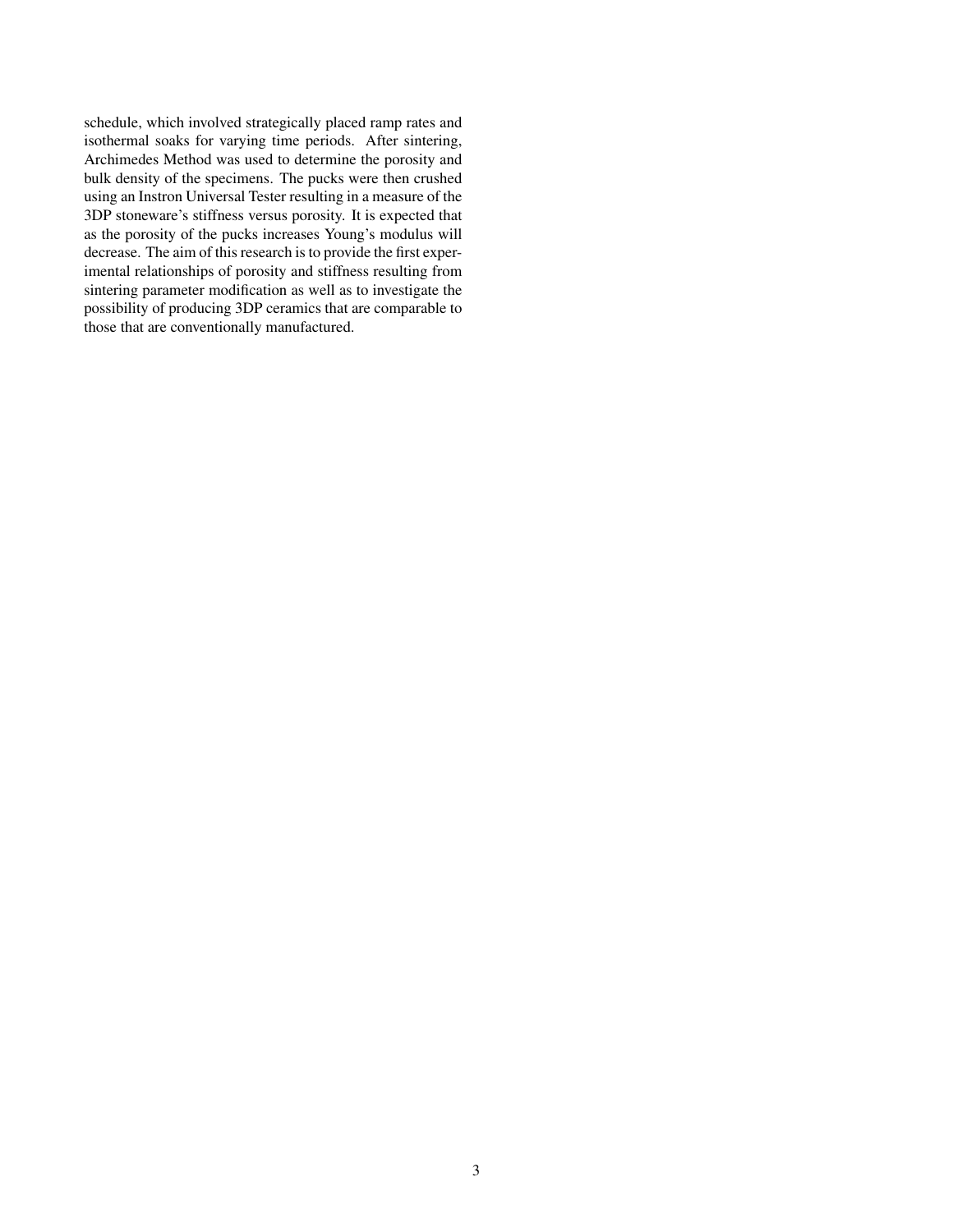schedule, which involved strategically placed ramp rates and isothermal soaks for varying time periods. After sintering, Archimedes Method was used to determine the porosity and bulk density of the specimens. The pucks were then crushed using an Instron Universal Tester resulting in a measure of the 3DP stoneware's stiffness versus porosity. It is expected that as the porosity of the pucks increases Young's modulus will decrease. The aim of this research is to provide the first experimental relationships of porosity and stiffness resulting from sintering parameter modification as well as to investigate the possibility of producing 3DP ceramics that are comparable to those that are conventionally manufactured.